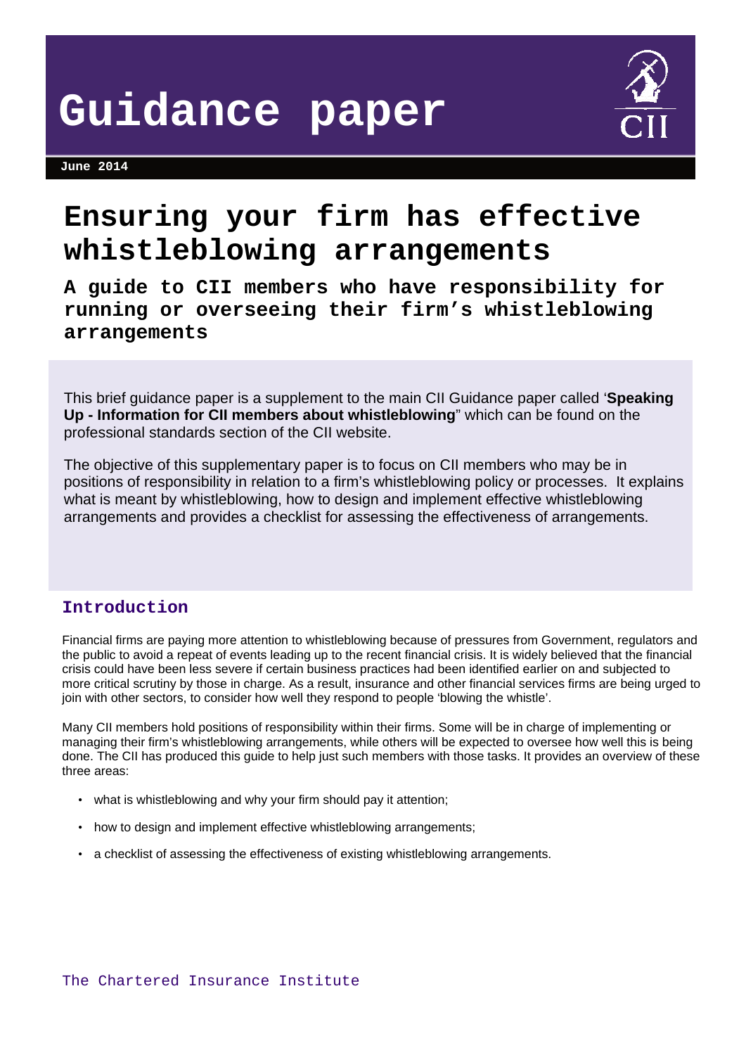# Guidance paper

**June 2014**

# Ensuring your firm has effective whistleblowing arrangements

## A guide to CII members who have responsibility for running or overseeing their firm's whistleblowing arrangements

This brief guidance paper is a supplement to the main CII Guidance paper called '**Speaking Up - Information for CII members about whistleblowing**" which can be found on the professional standards section of the CII website.

The objective of this supplementary paper is to focus on CII members who may be in positions of responsibility in relation to a firm's whistleblowing policy or processes. It explains what is meant by whistleblowing, how to design and implement effective whistleblowing arrangements and provides a checklist for assessing the effectiveness of arrangements.

### Introduction

Financial firms are paying more attention to whistleblowing because of pressures from Government, regulators and the public to avoid a repeat of events leading up to the recent financial crisis. It is widely believed that the financial crisis could have been less severe if certain business practices had been identified earlier on and subjected to more critical scrutiny by those in charge. As a result, insurance and other financial services firms are being urged to join with other sectors, to consider how well they respond to people 'blowing the whistle'.

Many CII members hold positions of responsibility within their firms. Some will be in charge of implementing or managing their firm's whistleblowing arrangements, while others will be expected to oversee how well this is being done. The CII has produced this guide to help just such members with those tasks. It provides an overview of these three areas:

- what is whistleblowing and why your firm should pay it attention;
- how to design and implement effective whistleblowing arrangements;
- a checklist of assessing the effectiveness of existing whistleblowing arrangements.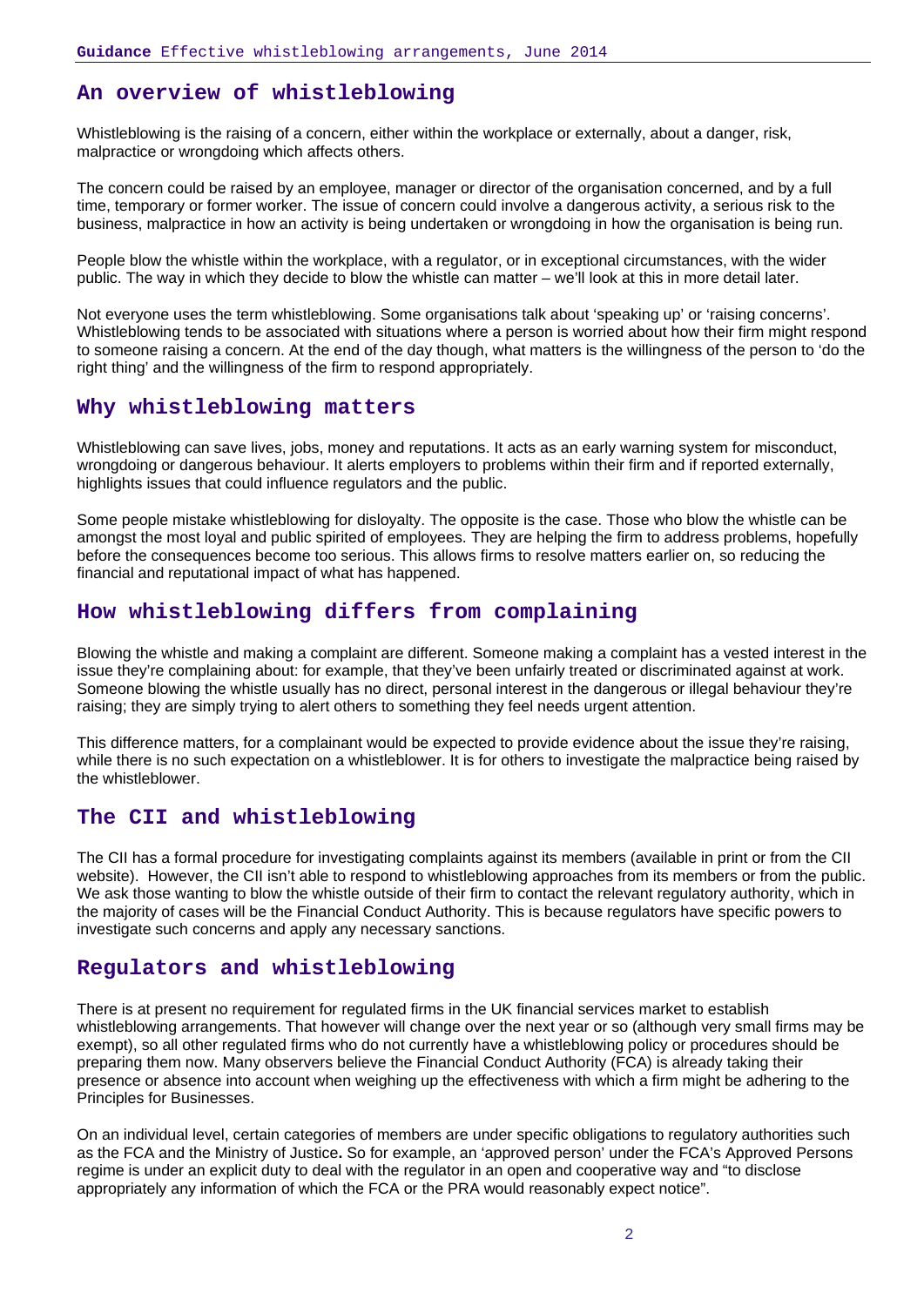## An overview of whistleblowing

Whistleblowing is the raising of a concern, either within the workplace or externally, about a danger, risk, malpractice or wrongdoing which affects others.

The concern could be raised by an employee, manager or director of the organisation concerned, and by a full time, temporary or former worker. The issue of concern could involve a dangerous activity, a serious risk to the business, malpractice in how an activity is being undertaken or wrongdoing in how the organisation is being run.

People blow the whistle within the workplace, with a regulator, or in exceptional circumstances, with the wider public. The way in which they decide to blow the whistle can matter – we'll look at this in more detail later.

Not everyone uses the term whistleblowing. Some organisations talk about 'speaking up' or 'raising concerns'. Whistleblowing tends to be associated with situations where a person is worried about how their firm might respond to someone raising a concern. At the end of the day though, what matters is the willingness of the person to 'do the right thing' and the willingness of the firm to respond appropriately.

## Why whistleblowing matters

Whistleblowing can save lives, jobs, money and reputations. It acts as an early warning system for misconduct, wrongdoing or dangerous behaviour. It alerts employers to problems within their firm and if reported externally, highlights issues that could influence regulators and the public.

Some people mistake whistleblowing for disloyalty. The opposite is the case. Those who blow the whistle can be amongst the most loyal and public spirited of employees. They are helping the firm to address problems, hopefully before the consequences become too serious. This allows firms to resolve matters earlier on, so reducing the financial and reputational impact of what has happened.

## How whistleblowing differs from complaining

Blowing the whistle and making a complaint are different. Someone making a complaint has a vested interest in the issue they're complaining about: for example, that they've been unfairly treated or discriminated against at work. Someone blowing the whistle usually has no direct, personal interest in the dangerous or illegal behaviour they're raising; they are simply trying to alert others to something they feel needs urgent attention.

This difference matters, for a complainant would be expected to provide evidence about the issue they're raising, while there is no such expectation on a whistleblower. It is for others to investigate the malpractice being raised by the whistleblower.

## The CII and whistleblowing

The CII has a formal procedure for investigating complaints against its members (available in print or from the CII website). However, the CII isn't able to respond to whistleblowing approaches from its members or from the public. We ask those wanting to blow the whistle outside of their firm to contact the relevant regulatory authority, which in the majority of cases will be the Financial Conduct Authority. This is because regulators have specific powers to investigate such concerns and apply any necessary sanctions.

## Regulators and whistleblowing

There is at present no requirement for regulated firms in the UK financial services market to establish whistleblowing arrangements. That however will change over the next year or so (although very small firms may be exempt), so all other regulated firms who do not currently have a whistleblowing policy or procedures should be preparing them now. Many observers believe the Financial Conduct Authority (FCA) is already taking their presence or absence into account when weighing up the effectiveness with which a firm might be adhering to the Principles for Businesses.

On an individual level, certain categories of members are under specific obligations to regulatory authorities such as the FCA and the Ministry of Justice**.** So for example, an 'approved person' under the FCA's Approved Persons regime is under an explicit duty to deal with the regulator in an open and cooperative way and "to disclose appropriately any information of which the FCA or the PRA would reasonably expect notice".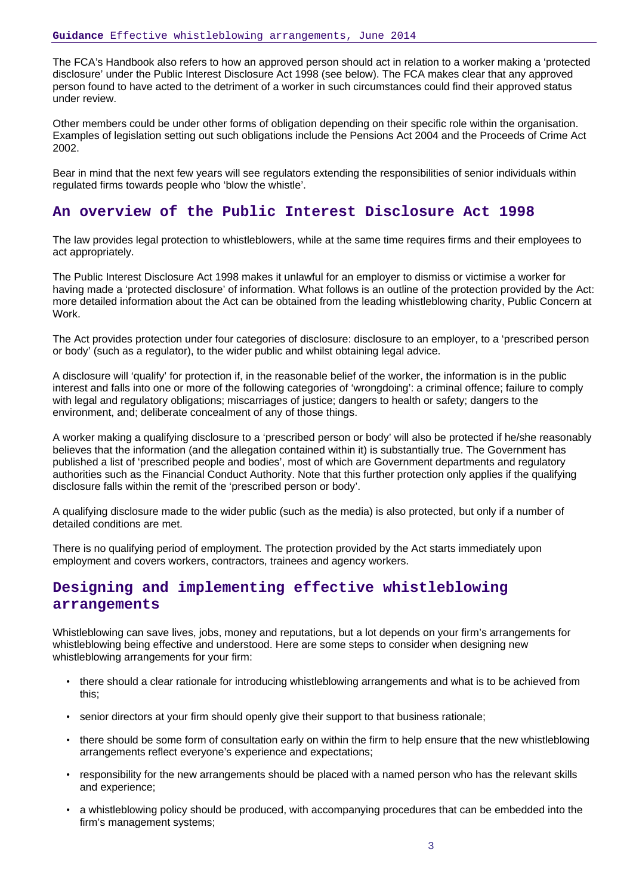The FCA's Handbook also refers to how an approved person should act in relation to a worker making a 'protected disclosure' under the Public Interest Disclosure Act 1998 (see below). The FCA makes clear that any approved person found to have acted to the detriment of a worker in such circumstances could find their approved status under review.

Other members could be under other forms of obligation depending on their specific role within the organisation. Examples of legislation setting out such obligations include the Pensions Act 2004 and the Proceeds of Crime Act 2002.

Bear in mind that the next few years will see regulators extending the responsibilities of senior individuals within regulated firms towards people who 'blow the whistle'.

## An overview of the Public Interest Disclosure Act 1998

The law provides legal protection to whistleblowers, while at the same time requires firms and their employees to act appropriately.

The Public Interest Disclosure Act 1998 makes it unlawful for an employer to dismiss or victimise a worker for having made a 'protected disclosure' of information. What follows is an outline of the protection provided by the Act: more detailed information about the Act can be obtained from the leading whistleblowing charity, Public Concern at Work.

The Act provides protection under four categories of disclosure: disclosure to an employer, to a 'prescribed person or body' (such as a regulator), to the wider public and whilst obtaining legal advice.

A disclosure will 'qualify' for protection if, in the reasonable belief of the worker, the information is in the public interest and falls into one or more of the following categories of 'wrongdoing': a criminal offence; failure to comply with legal and regulatory obligations; miscarriages of justice; dangers to health or safety; dangers to the environment, and; deliberate concealment of any of those things.

A worker making a qualifying disclosure to a 'prescribed person or body' will also be protected if he/she reasonably believes that the information (and the allegation contained within it) is substantially true. The Government has published a list of 'prescribed people and bodies', most of which are Government departments and regulatory authorities such as the Financial Conduct Authority. Note that this further protection only applies if the qualifying disclosure falls within the remit of the 'prescribed person or body'.

A qualifying disclosure made to the wider public (such as the media) is also protected, but only if a number of detailed conditions are met.

There is no qualifying period of employment. The protection provided by the Act starts immediately upon employment and covers workers, contractors, trainees and agency workers.

## Designing and implementing effective whistleblowing arrangements

Whistleblowing can save lives, jobs, money and reputations, but a lot depends on your firm's arrangements for whistleblowing being effective and understood. Here are some steps to consider when designing new whistleblowing arrangements for your firm:

- there should a clear rationale for introducing whistleblowing arrangements and what is to be achieved from this;
- senior directors at your firm should openly give their support to that business rationale;
- there should be some form of consultation early on within the firm to help ensure that the new whistleblowing arrangements reflect everyone's experience and expectations;
- responsibility for the new arrangements should be placed with a named person who has the relevant skills and experience;
- a whistleblowing policy should be produced, with accompanying procedures that can be embedded into the firm's management systems;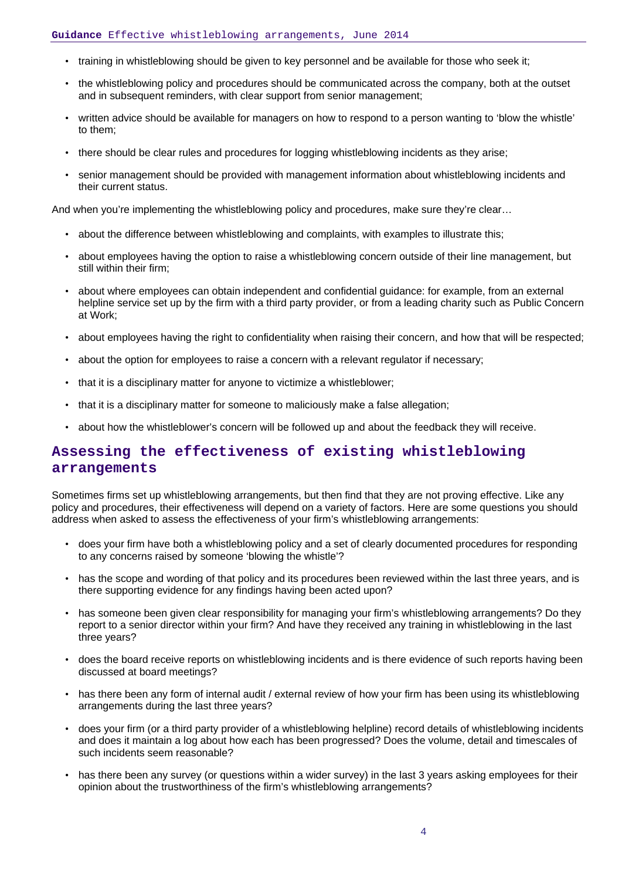- training in whistleblowing should be given to key personnel and be available for those who seek it;
- the whistleblowing policy and procedures should be communicated across the company, both at the outset and in subsequent reminders, with clear support from senior management;
- written advice should be available for managers on how to respond to a person wanting to 'blow the whistle' to them;
- there should be clear rules and procedures for logging whistleblowing incidents as they arise;
- senior management should be provided with management information about whistleblowing incidents and their current status.

And when you're implementing the whistleblowing policy and procedures, make sure they're clear…

- about the difference between whistleblowing and complaints, with examples to illustrate this;
- about employees having the option to raise a whistleblowing concern outside of their line management, but still within their firm;
- about where employees can obtain independent and confidential guidance: for example, from an external helpline service set up by the firm with a third party provider, or from a leading charity such as Public Concern at Work;
- about employees having the right to confidentiality when raising their concern, and how that will be respected;
- about the option for employees to raise a concern with a relevant regulator if necessary;
- that it is a disciplinary matter for anyone to victimize a whistleblower;
- that it is a disciplinary matter for someone to maliciously make a false allegation;
- about how the whistleblower's concern will be followed up and about the feedback they will receive.

## Assessing the effectiveness of existing whistleblowing arrangements

Sometimes firms set up whistleblowing arrangements, but then find that they are not proving effective. Like any policy and procedures, their effectiveness will depend on a variety of factors. Here are some questions you should address when asked to assess the effectiveness of your firm's whistleblowing arrangements:

- does your firm have both a whistleblowing policy and a set of clearly documented procedures for responding to any concerns raised by someone 'blowing the whistle'?
- has the scope and wording of that policy and its procedures been reviewed within the last three years, and is there supporting evidence for any findings having been acted upon?
- has someone been given clear responsibility for managing your firm's whistleblowing arrangements? Do they report to a senior director within your firm? And have they received any training in whistleblowing in the last three years?
- does the board receive reports on whistleblowing incidents and is there evidence of such reports having been discussed at board meetings?
- has there been any form of internal audit / external review of how your firm has been using its whistleblowing arrangements during the last three years?
- does your firm (or a third party provider of a whistleblowing helpline) record details of whistleblowing incidents and does it maintain a log about how each has been progressed? Does the volume, detail and timescales of such incidents seem reasonable?
- has there been any survey (or questions within a wider survey) in the last 3 years asking employees for their opinion about the trustworthiness of the firm's whistleblowing arrangements?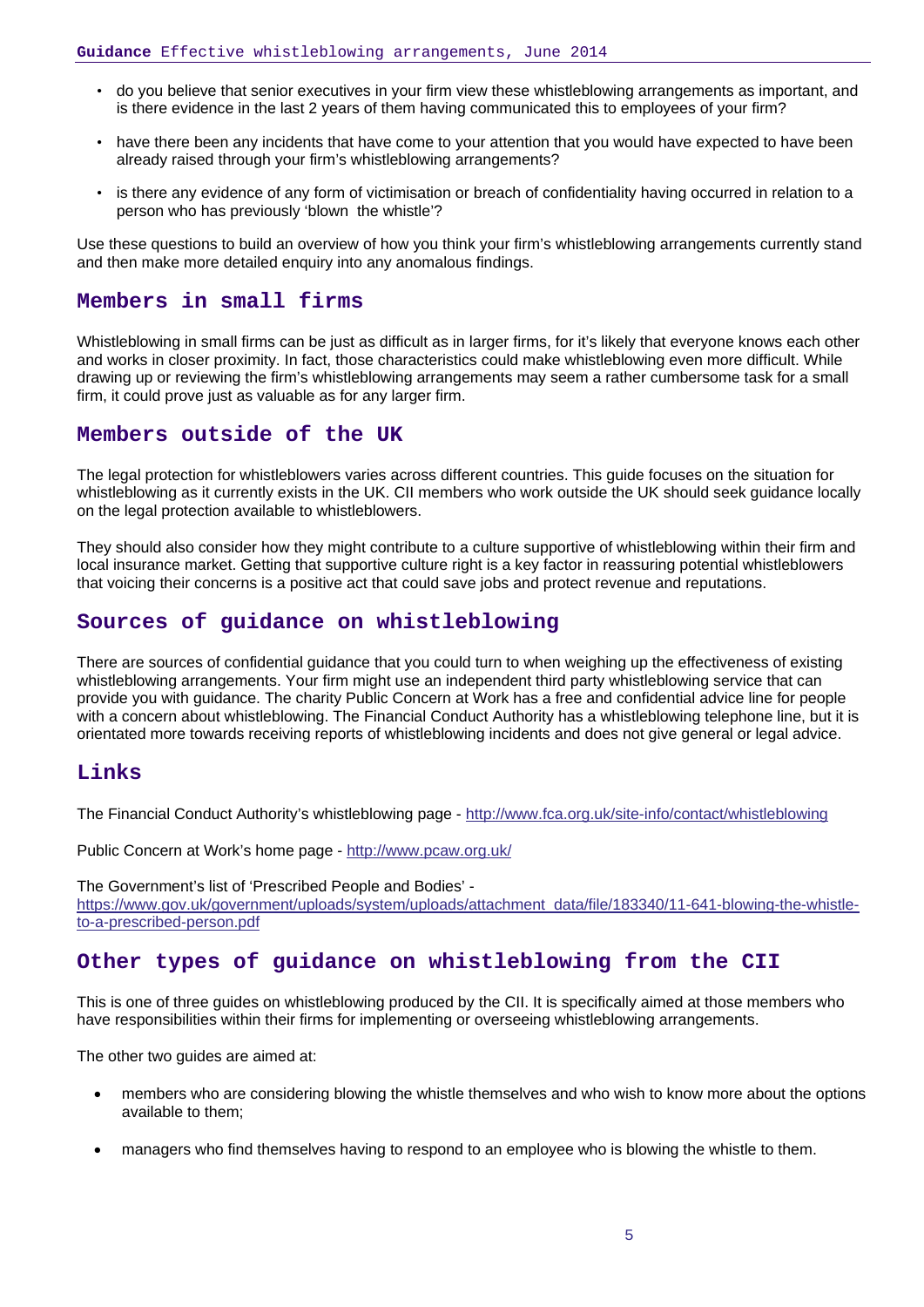- do you believe that senior executives in your firm view these whistleblowing arrangements as important, and is there evidence in the last 2 years of them having communicated this to employees of your firm?
- have there been any incidents that have come to your attention that you would have expected to have been already raised through your firm's whistleblowing arrangements?
- is there any evidence of any form of victimisation or breach of confidentiality having occurred in relation to a person who has previously 'blown the whistle'?

Use these questions to build an overview of how you think your firm's whistleblowing arrangements currently stand and then make more detailed enquiry into any anomalous findings.

## Members in small firms

Whistleblowing in small firms can be just as difficult as in larger firms, for it's likely that everyone knows each other and works in closer proximity. In fact, those characteristics could make whistleblowing even more difficult. While drawing up or reviewing the firm's whistleblowing arrangements may seem a rather cumbersome task for a small firm, it could prove just as valuable as for any larger firm.

## Members outside of the UK

The legal protection for whistleblowers varies across different countries. This guide focuses on the situation for whistleblowing as it currently exists in the UK. CII members who work outside the UK should seek guidance locally on the legal protection available to whistleblowers.

They should also consider how they might contribute to a culture supportive of whistleblowing within their firm and local insurance market. Getting that supportive culture right is a key factor in reassuring potential whistleblowers that voicing their concerns is a positive act that could save jobs and protect revenue and reputations.

## Sources of guidance on whistleblowing

There are sources of confidential guidance that you could turn to when weighing up the effectiveness of existing whistleblowing arrangements. Your firm might use an independent third party whistleblowing service that can provide you with guidance. The charity Public Concern at Work has a free and confidential advice line for people with a concern about whistleblowing. The Financial Conduct Authority has a whistleblowing telephone line, but it is orientated more towards receiving reports of whistleblowing incidents and does not give general or legal advice.

## Links

The Financial Conduct Authority's whistleblowing page - http://www.fca.org.uk/site-info/contact/whistleblowing

Public Concern at Work's home page - http://www.pcaw.org.uk/

The Government's list of 'Prescribed People and Bodies' - https://www.gov.uk/government/uploads/system/uploads/attachment_data/file/183340/11-641-blowing-the-whistle-to-a-prescribed-person.pdf

## Other types of guidance on whistleblowing from the CII

This is one of three guides on whistleblowing produced by the CII. It is specifically aimed at those members who have responsibilities within their firms for implementing or overseeing whistleblowing arrangements.

The other two guides are aimed at:

- members who are considering blowing the whistle themselves and who wish to know more about the options available to them;
- managers who find themselves having to respond to an employee who is blowing the whistle to them.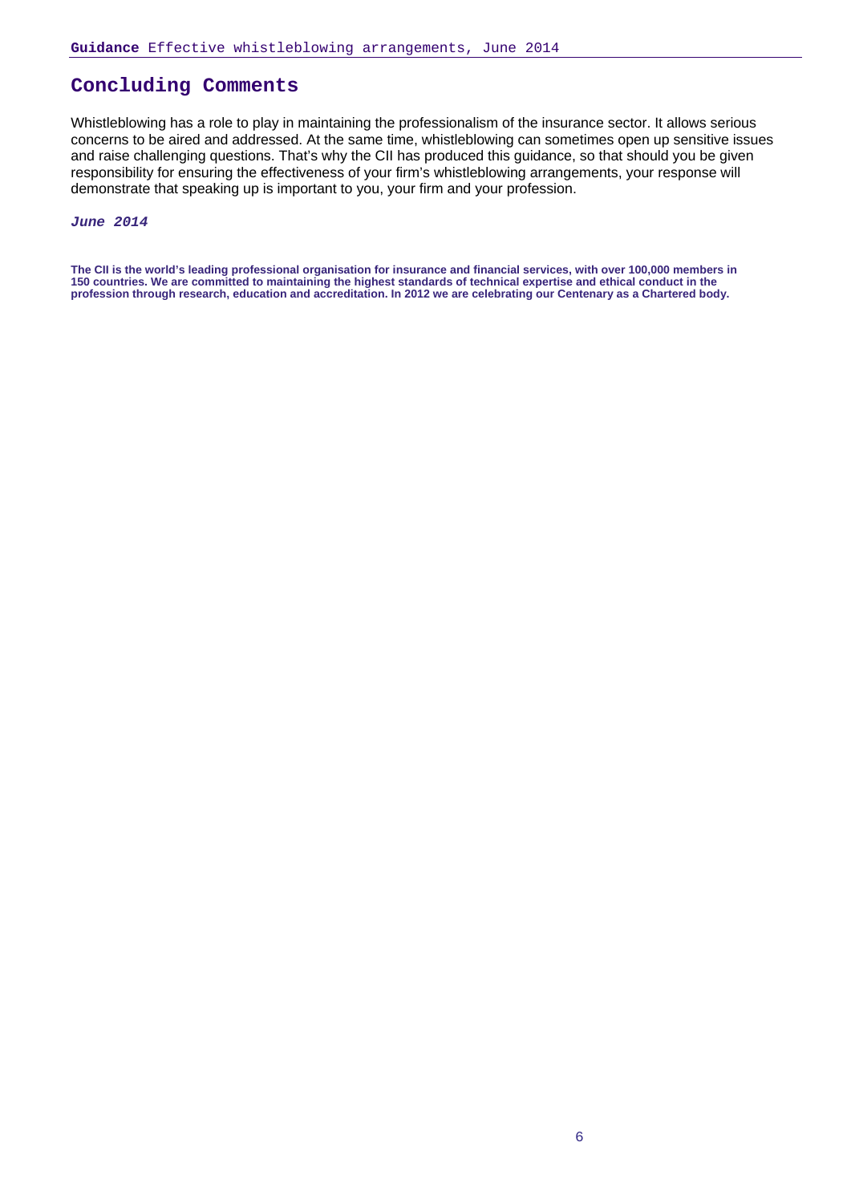## Concluding Comments

Whistleblowing has a role to play in maintaining the professionalism of the insurance sector. It allows serious concerns to be aired and addressed. At the same time, whistleblowing can sometimes open up sensitive issues and raise challenging questions. That's why the CII has produced this guidance, so that should you be given responsibility for ensuring the effectiveness of your firm's whistleblowing arrangements, your response will demonstrate that speaking up is important to you, your firm and your profession.

***June 2014***

**The CII is the world's leading professional organisation for insurance and financial services, with over 100,000 members in 150 countries. We are committed to maintaining the highest standards of technical expertise and ethical conduct in the profession through research, education and accreditation. In 2012 we are celebrating our Centenary as a Chartered body.**